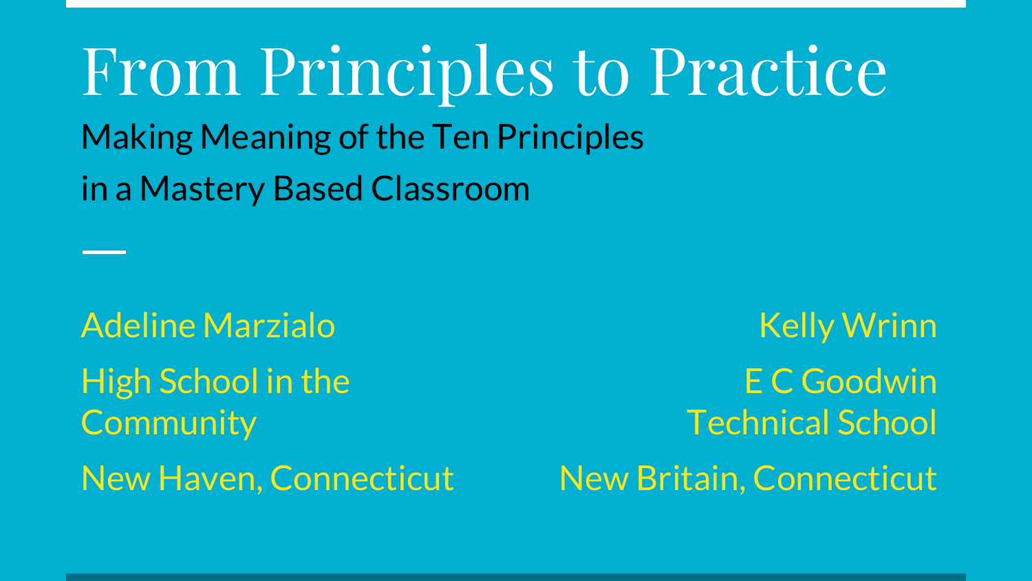# From Principles to Practice

## Making Meaning of the Ten Principles in a Mastery Based Classroom

Adeline Marzialo
High School in the Community
New Haven, Connecticut

Kelly Wrinn
E C Goodwin Technical School
New Britain, Connecticut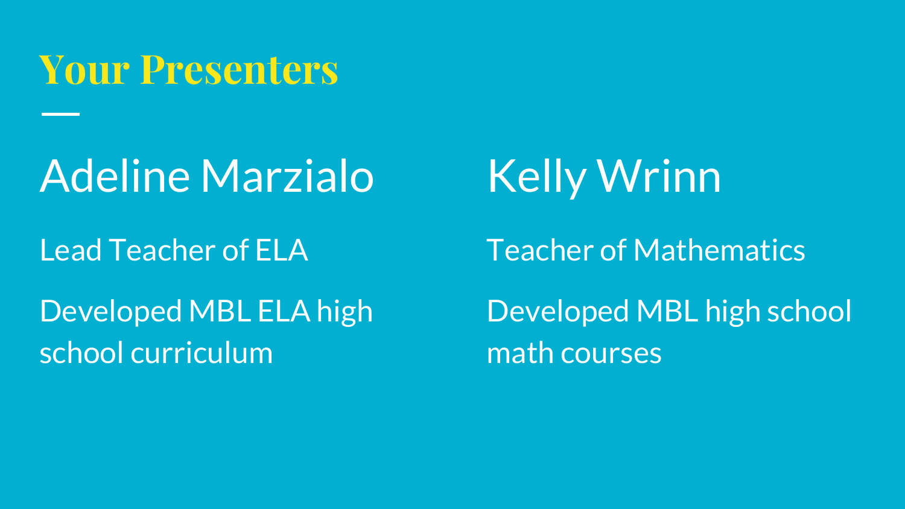# Your Presenters

## Adeline Marzialo

Lead Teacher of ELA

Developed MBL ELA high school curriculum

## Kelly Wrinn

Teacher of Mathematics

Developed MBL high school math courses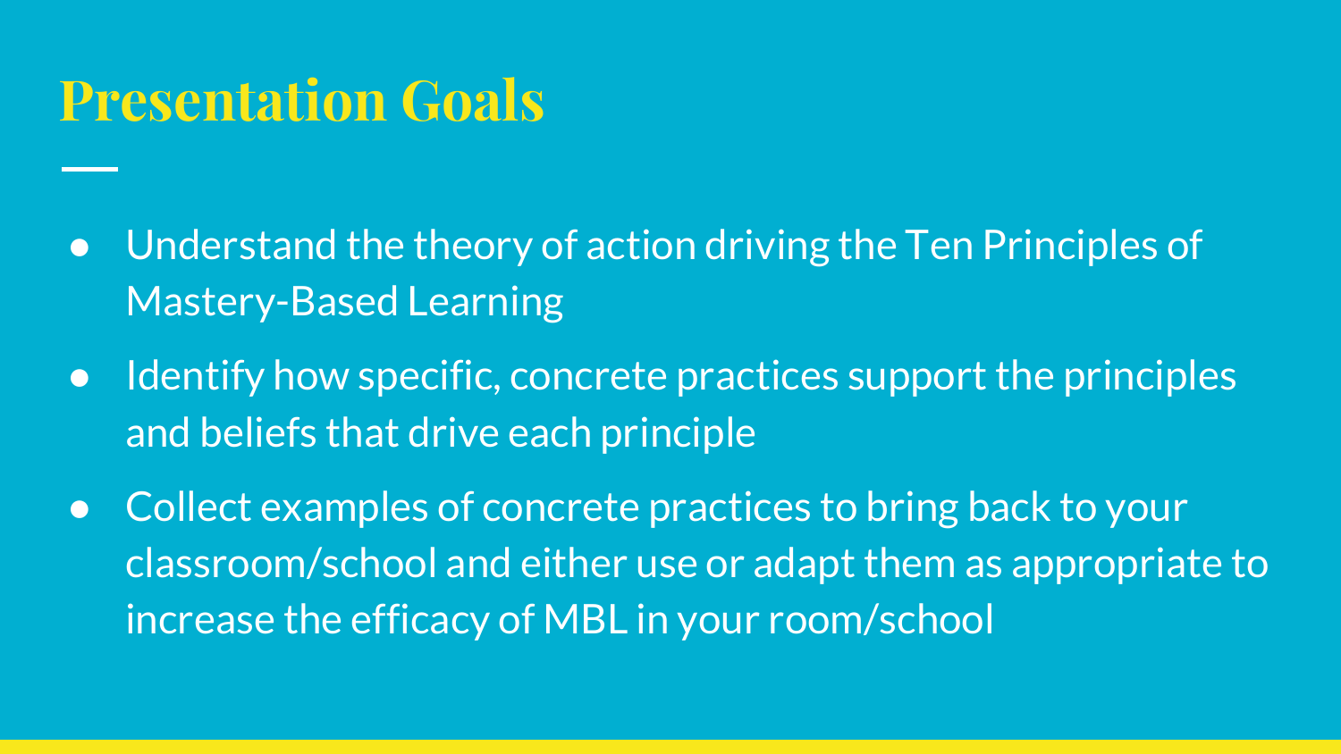# Presentation Goals

- Understand the theory of action driving the Ten Principles of Mastery-Based Learning
- Identify how specific, concrete practices support the principles and beliefs that drive each principle
- Collect examples of concrete practices to bring back to your classroom/school and either use or adapt them as appropriate to increase the efficacy of MBL in your room/school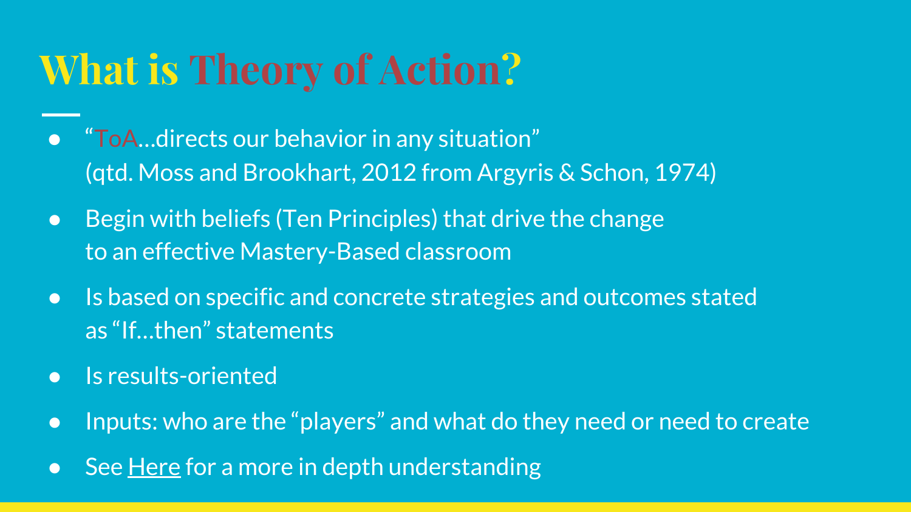# What is Theory of Action?

- "ToA…directs our behavior in any situation"
  (qtd. Moss and Brookhart, 2012 from Argyris & Schon, 1974)
- Begin with beliefs (Ten Principles) that drive the change to an effective Mastery-Based classroom
- Is based on specific and concrete strategies and outcomes stated as "If…then" statements
- Is results-oriented
- Inputs: who are the "players" and what do they need or need to create
- See Here for a more in depth understanding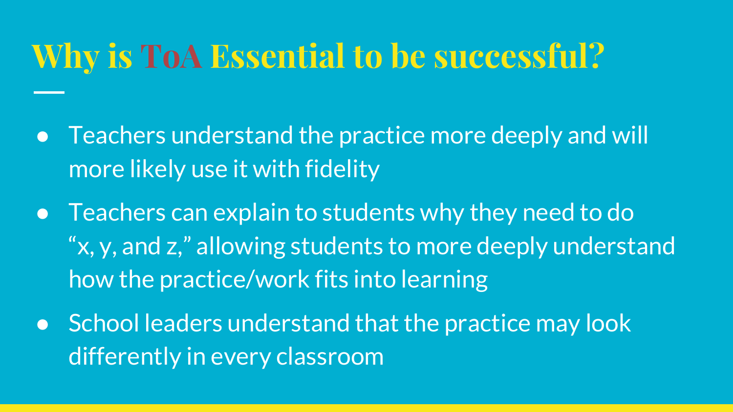# Why is ToA Essential to be successful?

- Teachers understand the practice more deeply and will more likely use it with fidelity
- Teachers can explain to students why they need to do "x, y, and z," allowing students to more deeply understand how the practice/work fits into learning
- School leaders understand that the practice may look differently in every classroom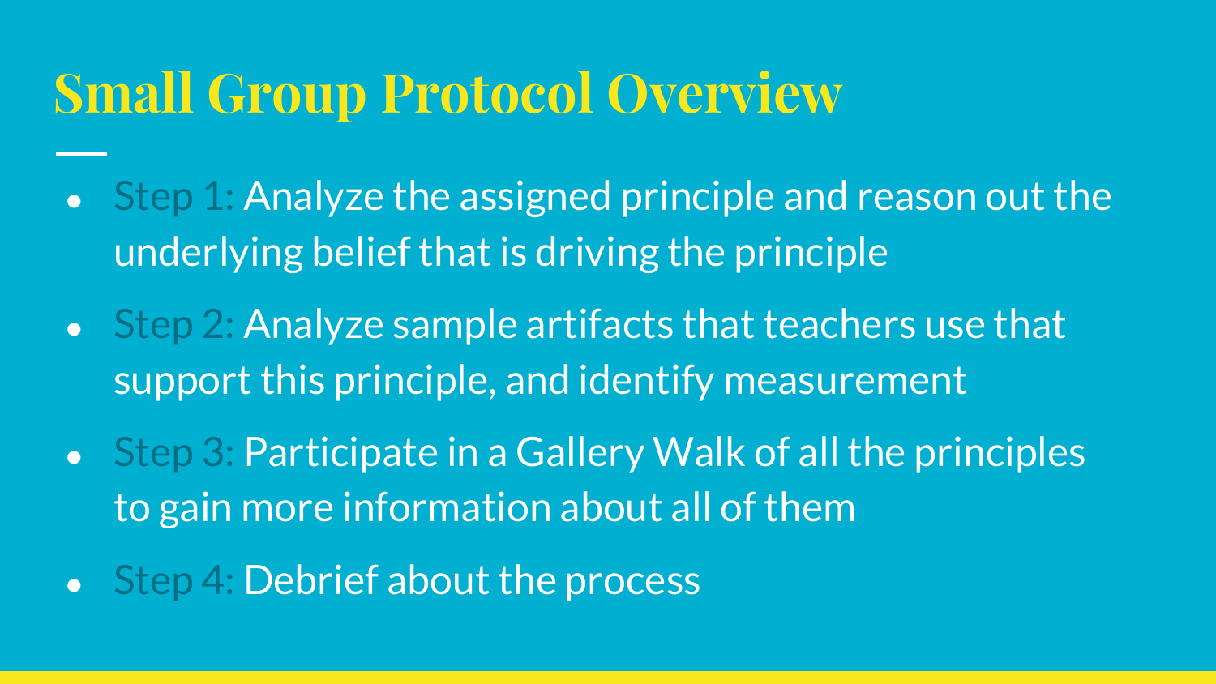# Small Group Protocol Overview

- Step 1: Analyze the assigned principle and reason out the underlying belief that is driving the principle
- Step 2: Analyze sample artifacts that teachers use that support this principle, and identify measurement
- Step 3: Participate in a Gallery Walk of all the principles to gain more information about all of them
- Step 4: Debrief about the process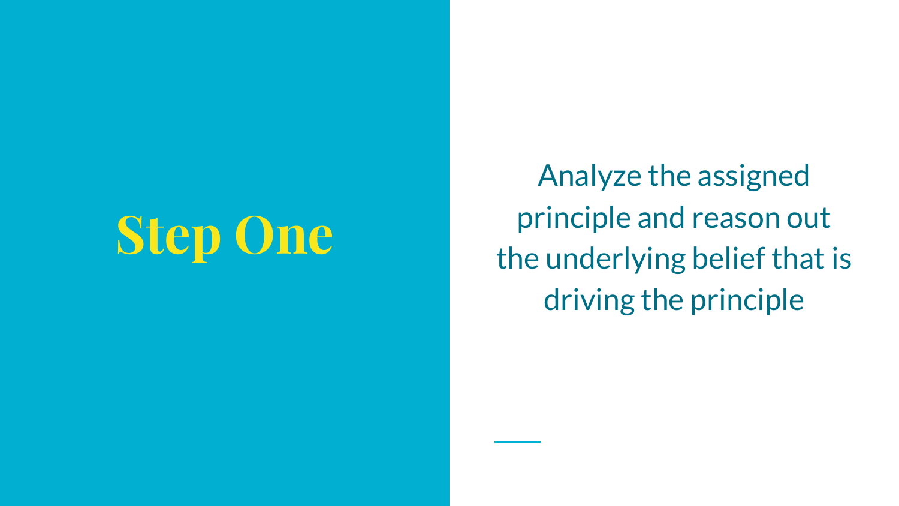# Step One

Analyze the assigned principle and reason out the underlying belief that is driving the principle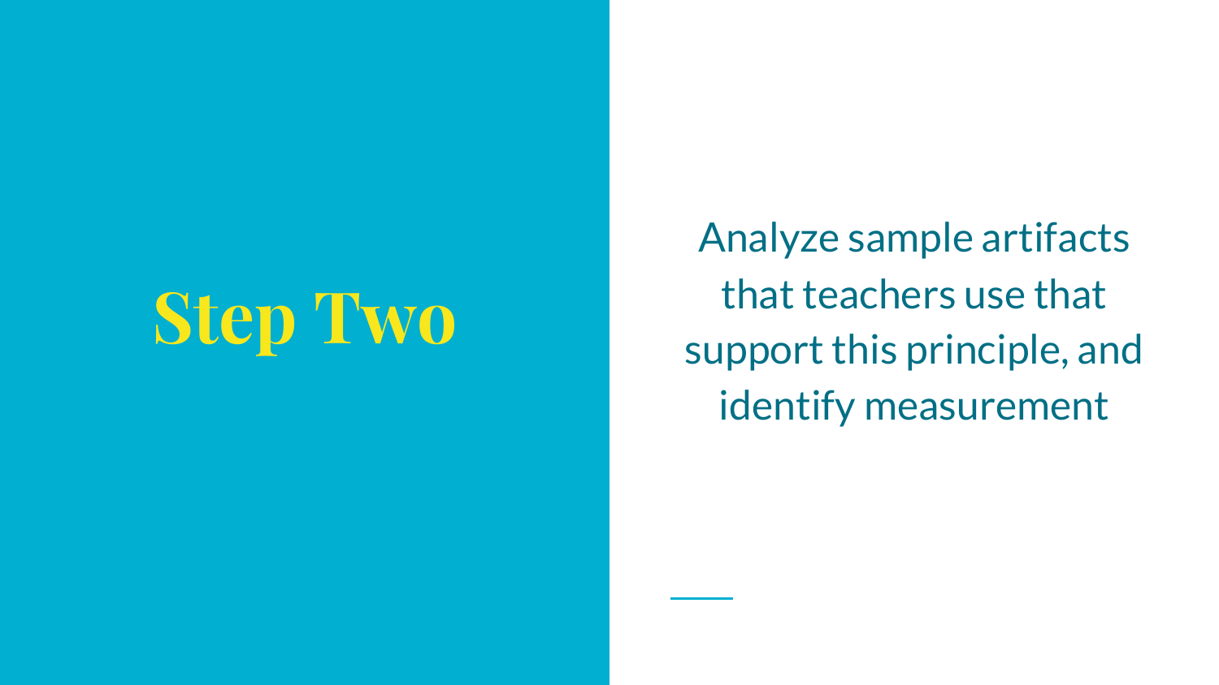# Step Two

Analyze sample artifacts that teachers use that support this principle, and identify measurement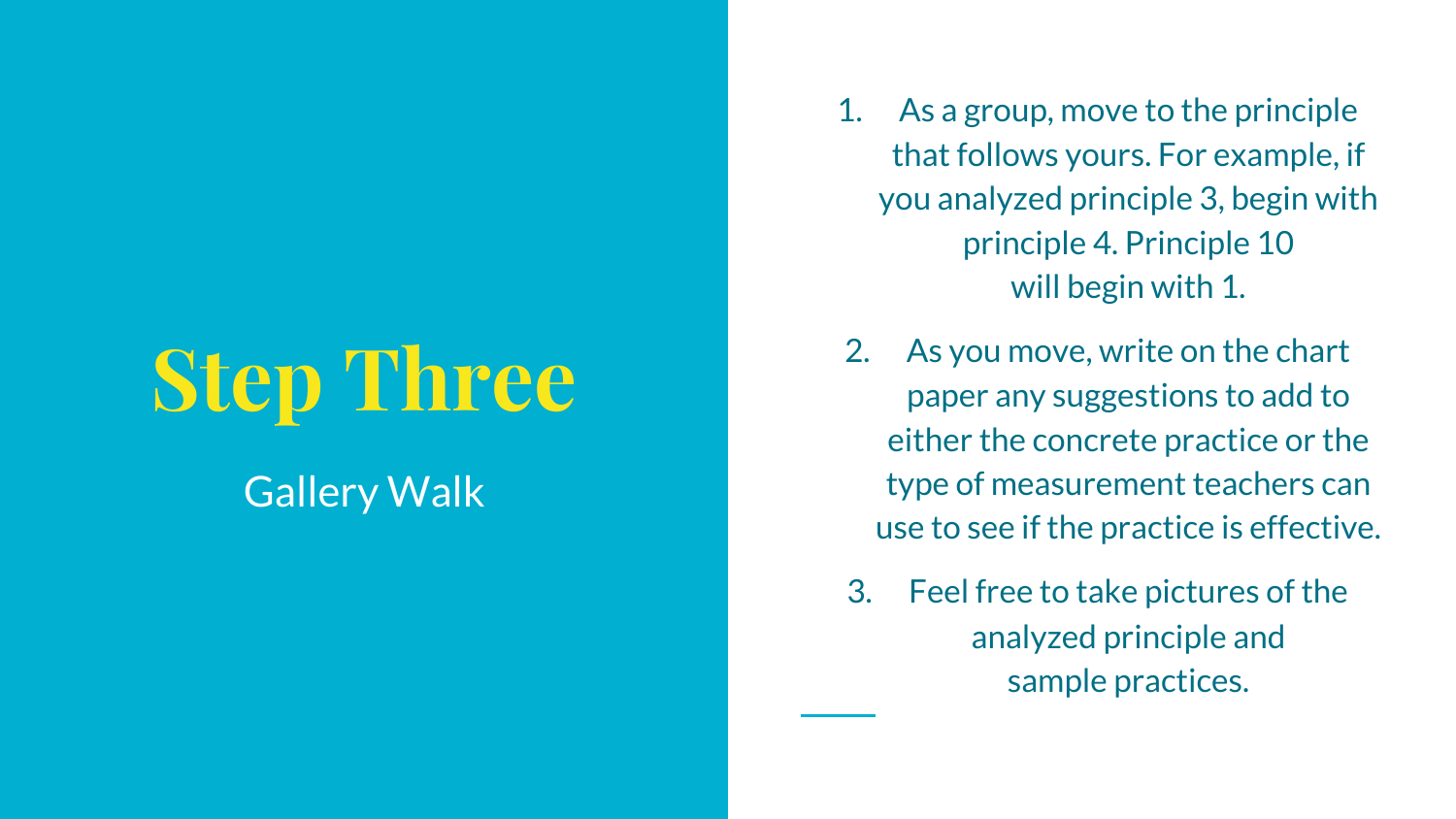# Step Three

Gallery Walk

1. As a group, move to the principle that follows yours. For example, if you analyzed principle 3, begin with principle 4. Principle 10 will begin with 1.
2. As you move, write on the chart paper any suggestions to add to either the concrete practice or the type of measurement teachers can use to see if the practice is effective.
3. Feel free to take pictures of the analyzed principle and sample practices.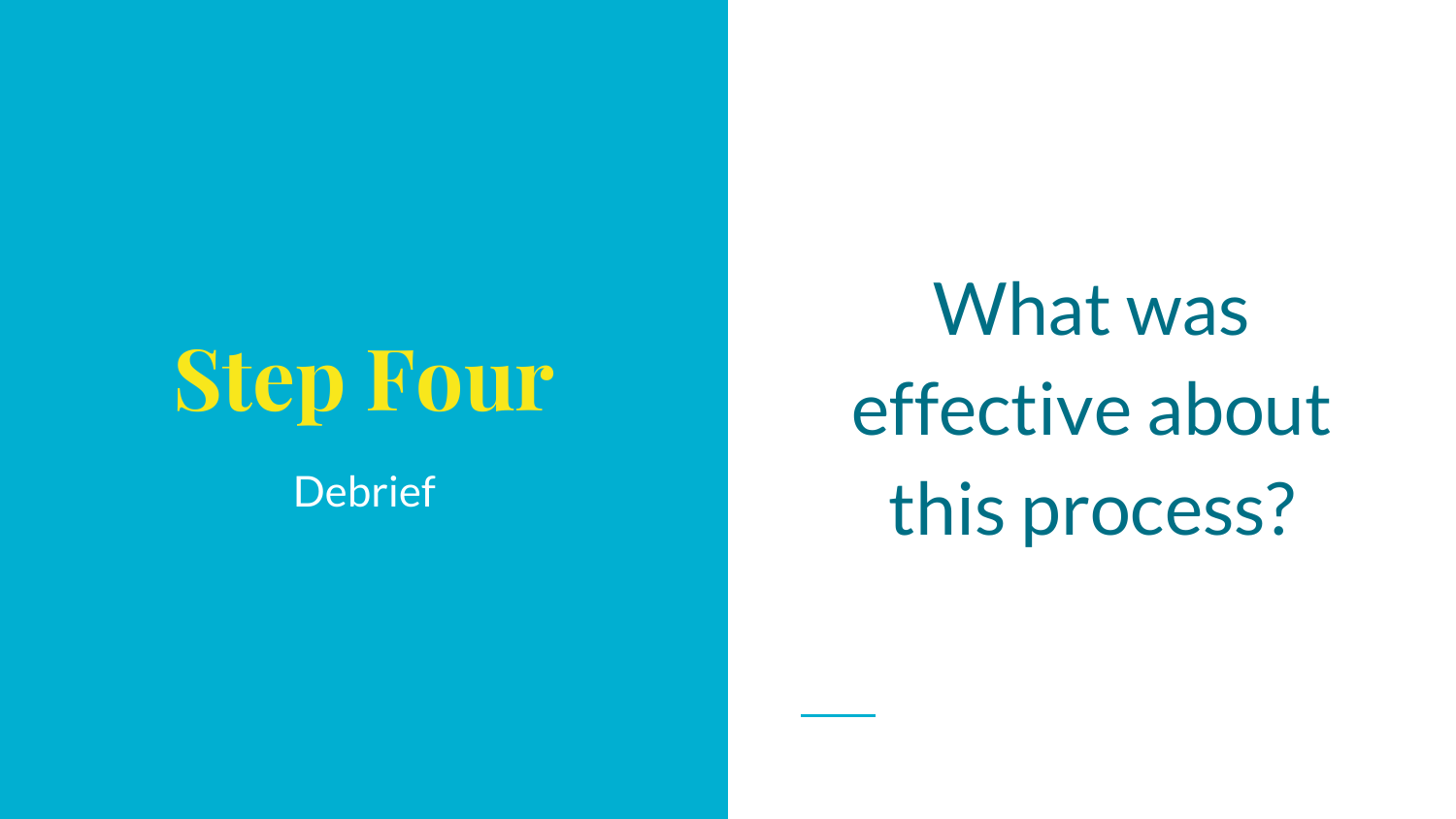# Step Four

Debrief

What was effective about this process?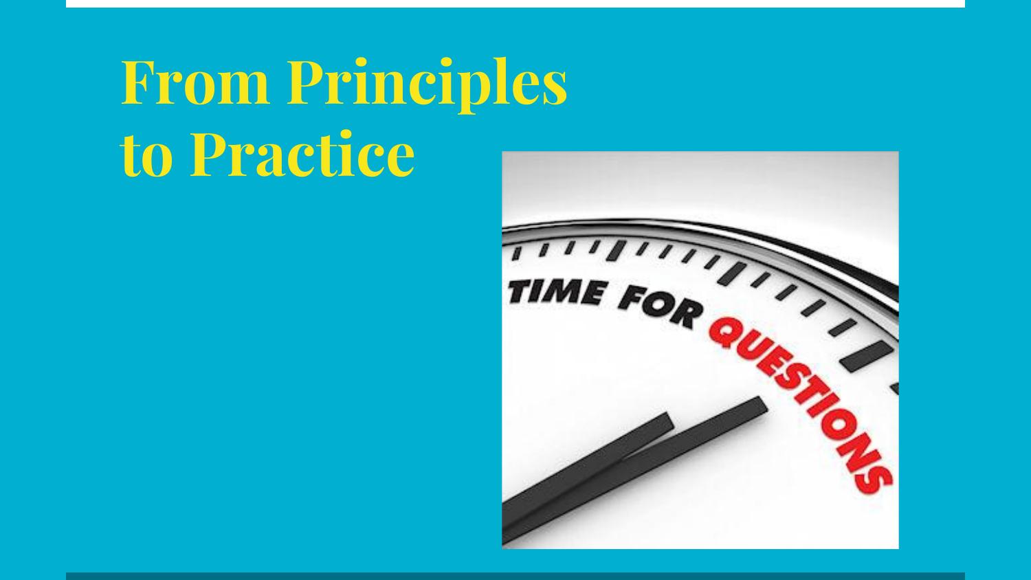# From Principles to Practice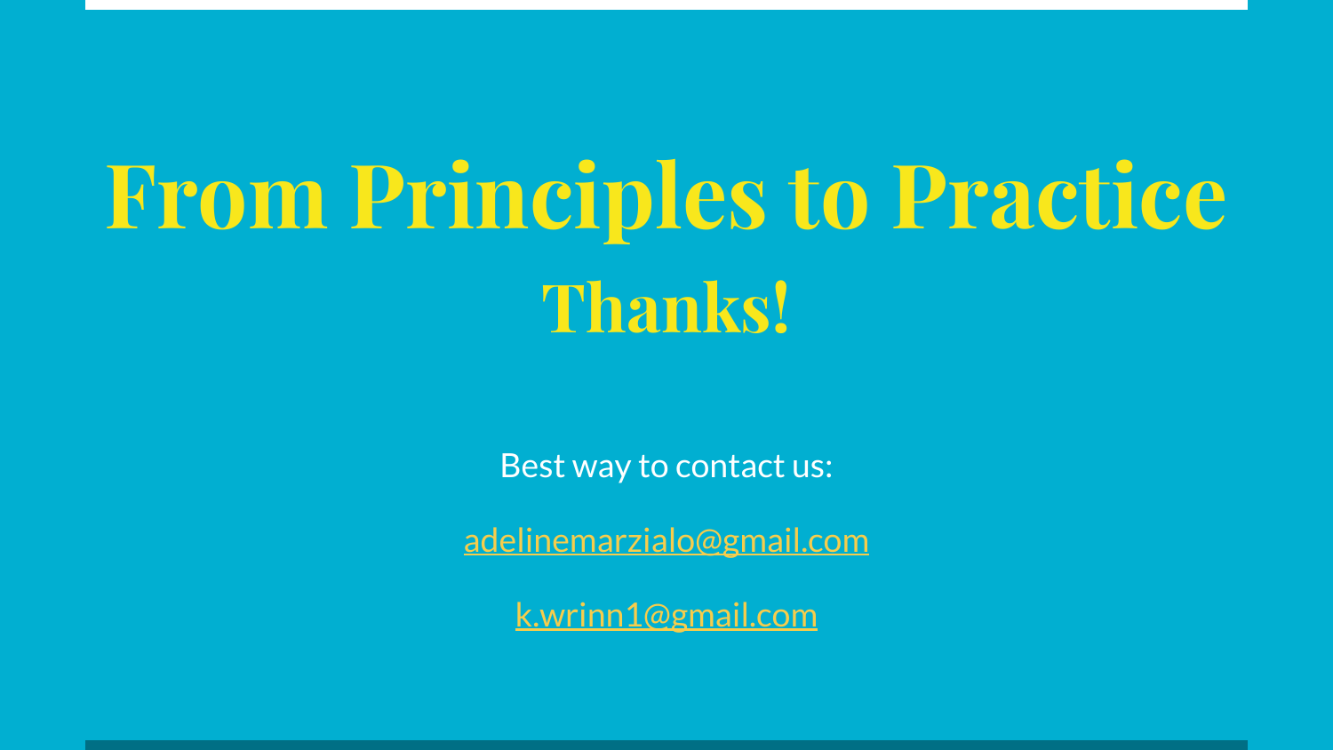# From Principles to Practice

## Thanks!

Best way to contact us:

adelinemarzialo@gmail.com

k.wrinn1@gmail.com